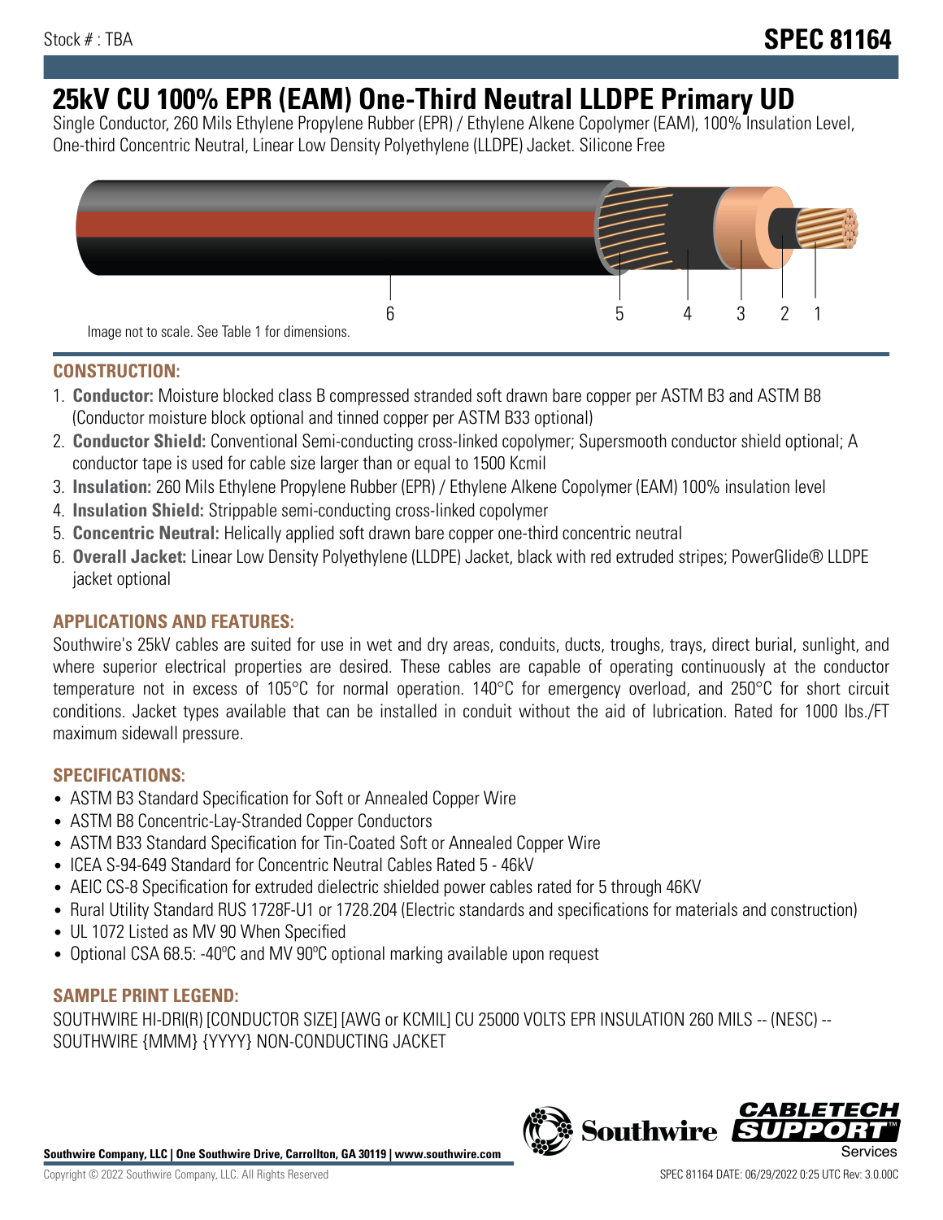Stock # : TBA

# SPEC 81164

# 25kV CU 100% EPR (EAM) One-Third Neutral LLDPE Primary UD

Single Conductor, 260 Mils Ethylene Propylene Rubber (EPR) / Ethylene Alkene Copolymer (EAM), 100% Insulation Level, One-third Concentric Neutral, Linear Low Density Polyethylene (LLDPE) Jacket. Silicone Free

6 5 4 3 2 1

Image not to scale. See Table 1 for dimensions.

## CONSTRUCTION:

1. **Conductor:** Moisture blocked class B compressed stranded soft drawn bare copper per ASTM B3 and ASTM B8 (Conductor moisture block optional and tinned copper per ASTM B33 optional)
2. **Conductor Shield:** Conventional Semi-conducting cross-linked copolymer; Supersmooth conductor shield optional; A conductor tape is used for cable size larger than or equal to 1500 Kcmil
3. **Insulation:** 260 Mils Ethylene Propylene Rubber (EPR) / Ethylene Alkene Copolymer (EAM) 100% insulation level
4. **Insulation Shield:** Strippable semi-conducting cross-linked copolymer
5. **Concentric Neutral:** Helically applied soft drawn bare copper one-third concentric neutral
6. **Overall Jacket:** Linear Low Density Polyethylene (LLDPE) Jacket, black with red extruded stripes; PowerGlide® LLDPE jacket optional

## APPLICATIONS AND FEATURES:

Southwire's 25kV cables are suited for use in wet and dry areas, conduits, ducts, troughs, trays, direct burial, sunlight, and where superior electrical properties are desired. These cables are capable of operating continuously at the conductor temperature not in excess of 105°C for normal operation. 140°C for emergency overload, and 250°C for short circuit conditions. Jacket types available that can be installed in conduit without the aid of lubrication. Rated for 1000 lbs./FT maximum sidewall pressure.

## SPECIFICATIONS:

- ASTM B3 Standard Specification for Soft or Annealed Copper Wire
- ASTM B8 Concentric-Lay-Stranded Copper Conductors
- ASTM B33 Standard Specification for Tin-Coated Soft or Annealed Copper Wire
- ICEA S-94-649 Standard for Concentric Neutral Cables Rated 5 - 46kV
- AEIC CS-8 Specification for extruded dielectric shielded power cables rated for 5 through 46KV
- Rural Utility Standard RUS 1728F-U1 or 1728.204 (Electric standards and specifications for materials and construction)
- UL 1072 Listed as MV 90 When Specified
- Optional CSA 68.5: -40ºC and MV 90ºC optional marking available upon request

## SAMPLE PRINT LEGEND:

SOUTHWIRE HI-DRI(R) [CONDUCTOR SIZE] [AWG or KCMIL] CU 25000 VOLTS EPR INSULATION 260 MILS -- (NESC) -- SOUTHWIRE {MMM} {YYYY} NON-CONDUCTING JACKET

**Southwire Company, LLC | One Southwire Drive, Carrollton, GA 30119 | www.southwire.com**

Copyright © 2022 Southwire Company, LLC. All Rights Reserved

SPEC 81164 DATE: 06/29/2022 0:25 UTC Rev: 3.0.00C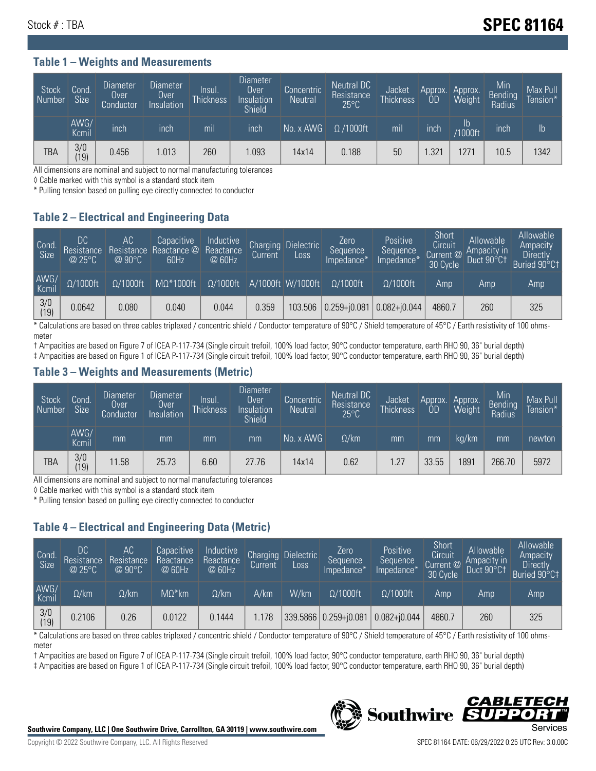Stock # : TBA

# SPEC 81164

## Table 1 – Weights and Measurements

| Stock Number | Cond. Size | Diameter Over Conductor | Diameter Over Insulation | Insul. Thickness | Diameter Over Insulation Shield | Concentric Neutral | Neutral DC Resistance 25°C | Jacket Thickness | Approx. OD | Approx. Weight | Min Bending Radius | Max Pull Tension* |
|---|---|---|---|---|---|---|---|---|---|---|---|---|
| | AWG/ Kcmil | inch | inch | mil | inch | No. x AWG | Ω /1000ft | mil | inch | lb /1000ft | inch | lb |
| TBA | 3/0 (19) | 0.456 | 1.013 | 260 | 1.093 | 14x14 | 0.188 | 50 | 1.321 | 1271 | 10.5 | 1342 |

All dimensions are nominal and subject to normal manufacturing tolerances

◊ Cable marked with this symbol is a standard stock item

* Pulling tension based on pulling eye directly connected to conductor

## Table 2 – Electrical and Engineering Data

| Cond. Size | DC Resistance @ 25°C | AC Resistance @ 90°C | Capacitive Reactance @ 60Hz | Inductive Reactance @ 60Hz | Charging Current | Dielectric Loss | Zero Sequence Impedance* | Positive Sequence Impedance* | Short Circuit Current @ 30 Cycle | Allowable Ampacity in Duct 90°C† | Allowable Ampacity Directly Buried 90°C‡ |
|---|---|---|---|---|---|---|---|---|---|---|---|
| AWG/ Kcmil | Ω/1000ft | Ω/1000ft | MΩ*1000ft | Ω/1000ft | A/1000ft | W/1000ft | Ω/1000ft | Ω/1000ft | Amp | Amp | Amp |
| 3/0 (19) | 0.0642 | 0.080 | 0.040 | 0.044 | 0.359 | 103.506 | 0.259+j0.081 | 0.082+j0.044 | 4860.7 | 260 | 325 |

* Calculations are based on three cables triplexed / concentric shield / Conductor temperature of 90°C / Shield temperature of 45°C / Earth resistivity of 100 ohms-meter

† Ampacities are based on Figure 7 of ICEA P-117-734 (Single circuit trefoil, 100% load factor, 90°C conductor temperature, earth RHO 90, 36" burial depth)

‡ Ampacities are based on Figure 1 of ICEA P-117-734 (Single circuit trefoil, 100% load factor, 90°C conductor temperature, earth RHO 90, 36" burial depth)

## Table 3 – Weights and Measurements (Metric)

| Stock Number | Cond. Size | Diameter Over Conductor | Diameter Over Insulation | Insul. Thickness | Diameter Over Insulation Shield | Concentric Neutral | Neutral DC Resistance 25°C | Jacket Thickness | Approx. OD | Approx. Weight | Min Bending Radius | Max Pull Tension* |
|---|---|---|---|---|---|---|---|---|---|---|---|---|
| | AWG/ Kcmil | mm | mm | mm | mm | No. x AWG | Ω/km | mm | mm | kg/km | mm | newton |
| TBA | 3/0 (19) | 11.58 | 25.73 | 6.60 | 27.76 | 14x14 | 0.62 | 1.27 | 33.55 | 1891 | 266.70 | 5972 |

All dimensions are nominal and subject to normal manufacturing tolerances

◊ Cable marked with this symbol is a standard stock item

* Pulling tension based on pulling eye directly connected to conductor

## Table 4 – Electrical and Engineering Data (Metric)

| Cond. Size | DC Resistance @ 25°C | AC Resistance @ 90°C | Capacitive Reactance @ 60Hz | Inductive Reactance @ 60Hz | Charging Current | Dielectric Loss | Zero Sequence Impedance* | Positive Sequence Impedance* | Short Circuit Current @ 30 Cycle | Allowable Ampacity in Duct 90°C† | Allowable Ampacity Directly Buried 90°C‡ |
|---|---|---|---|---|---|---|---|---|---|---|---|
| AWG/ Kcmil | Ω/km | Ω/km | MΩ*km | Ω/km | A/km | W/km | Ω/1000ft | Ω/1000ft | Amp | Amp | Amp |
| 3/0 (19) | 0.2106 | 0.26 | 0.0122 | 0.1444 | 1.178 | 339.5866 | 0.259+j0.081 | 0.082+j0.044 | 4860.7 | 260 | 325 |

* Calculations are based on three cables triplexed / concentric shield / Conductor temperature of 90°C / Shield temperature of 45°C / Earth resistivity of 100 ohms-meter

† Ampacities are based on Figure 7 of ICEA P-117-734 (Single circuit trefoil, 100% load factor, 90°C conductor temperature, earth RHO 90, 36" burial depth)

‡ Ampacities are based on Figure 1 of ICEA P-117-734 (Single circuit trefoil, 100% load factor, 90°C conductor temperature, earth RHO 90, 36" burial depth)

**Southwire Company, LLC | One Southwire Drive, Carrollton, GA 30119 | www.southwire.com**

Copyright © 2022 Southwire Company, LLC. All Rights Reserved

SPEC 81164 DATE: 06/29/2022 0:25 UTC Rev: 3.0.00C